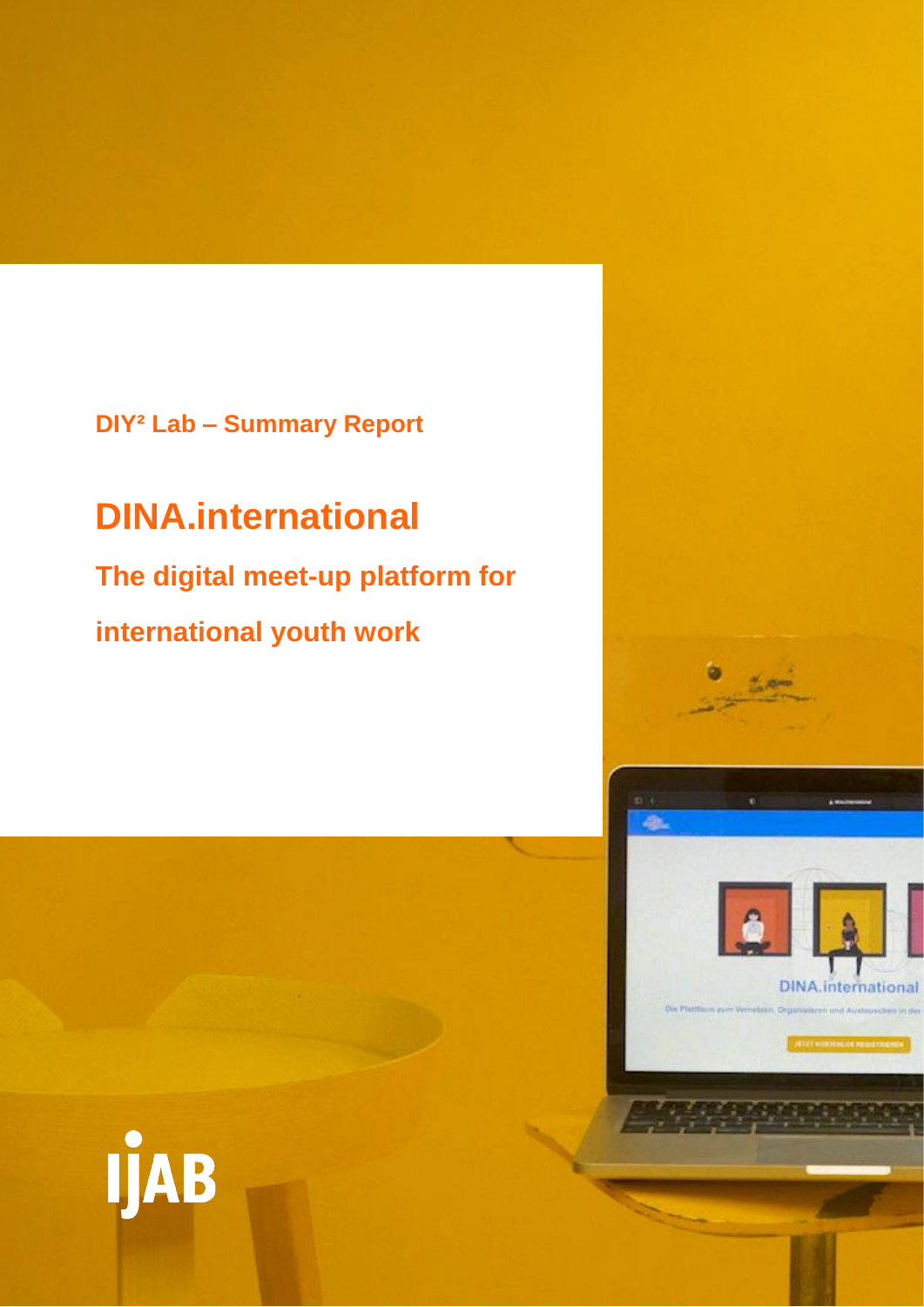DIY² Lab – Summary Report

# DINA.international

## The digital meet-up platform for international youth work

IJAB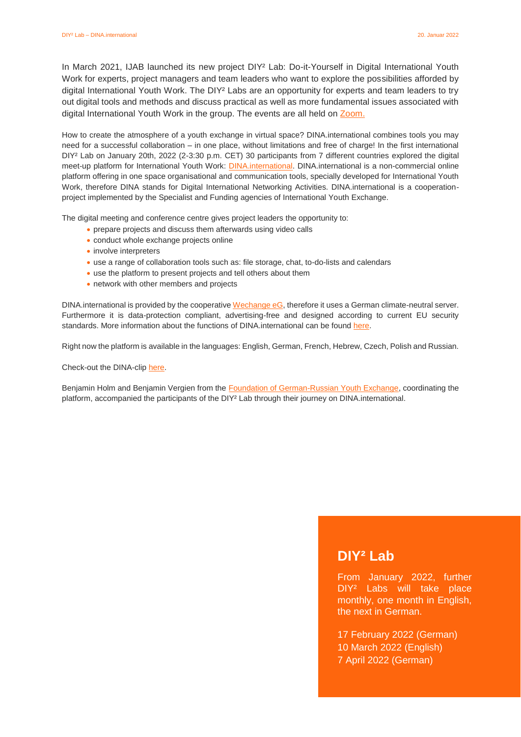In March 2021, IJAB launched its new project DIY² Lab: Do-it-Yourself in Digital International Youth Work for experts, project managers and team leaders who want to explore the possibilities afforded by digital International Youth Work. The DIY² Labs are an opportunity for experts and team leaders to try out digital tools and methods and discuss practical as well as more fundamental issues associated with digital International Youth Work in the group. The events are all held on Zoom.

How to create the atmosphere of a youth exchange in virtual space? DINA.international combines tools you may need for a successful collaboration – in one place, without limitations and free of charge! In the first international DIY² Lab on January 20th, 2022 (2-3:30 p.m. CET) 30 participants from 7 different countries explored the digital meet-up platform for International Youth Work: DINA.international. DINA.international is a non-commercial online platform offering in one space organisational and communication tools, specially developed for International Youth Work, therefore DINA stands for Digital International Networking Activities. DINA.international is a cooperation-project implemented by the Specialist and Funding agencies of International Youth Exchange.

The digital meeting and conference centre gives project leaders the opportunity to:

- prepare projects and discuss them afterwards using video calls
- conduct whole exchange projects online
- involve interpreters
- use a range of collaboration tools such as: file storage, chat, to-do-lists and calendars
- use the platform to present projects and tell others about them
- network with other members and projects

DINA.international is provided by the cooperative Wechange eG, therefore it uses a German climate-neutral server. Furthermore it is data-protection compliant, advertising-free and designed according to current EU security standards. More information about the functions of DINA.international can be found here.

Right now the platform is available in the languages: English, German, French, Hebrew, Czech, Polish and Russian.

Check-out the DINA-clip here.

Benjamin Holm and Benjamin Vergien from the Foundation of German-Russian Youth Exchange, coordinating the platform, accompanied the participants of the DIY² Lab through their journey on DINA.international.

## DIY² Lab

From January 2022, further DIY² Labs will take place monthly, one month in English, the next in German.

17 February 2022 (German)
10 March 2022 (English)
7 April 2022 (German)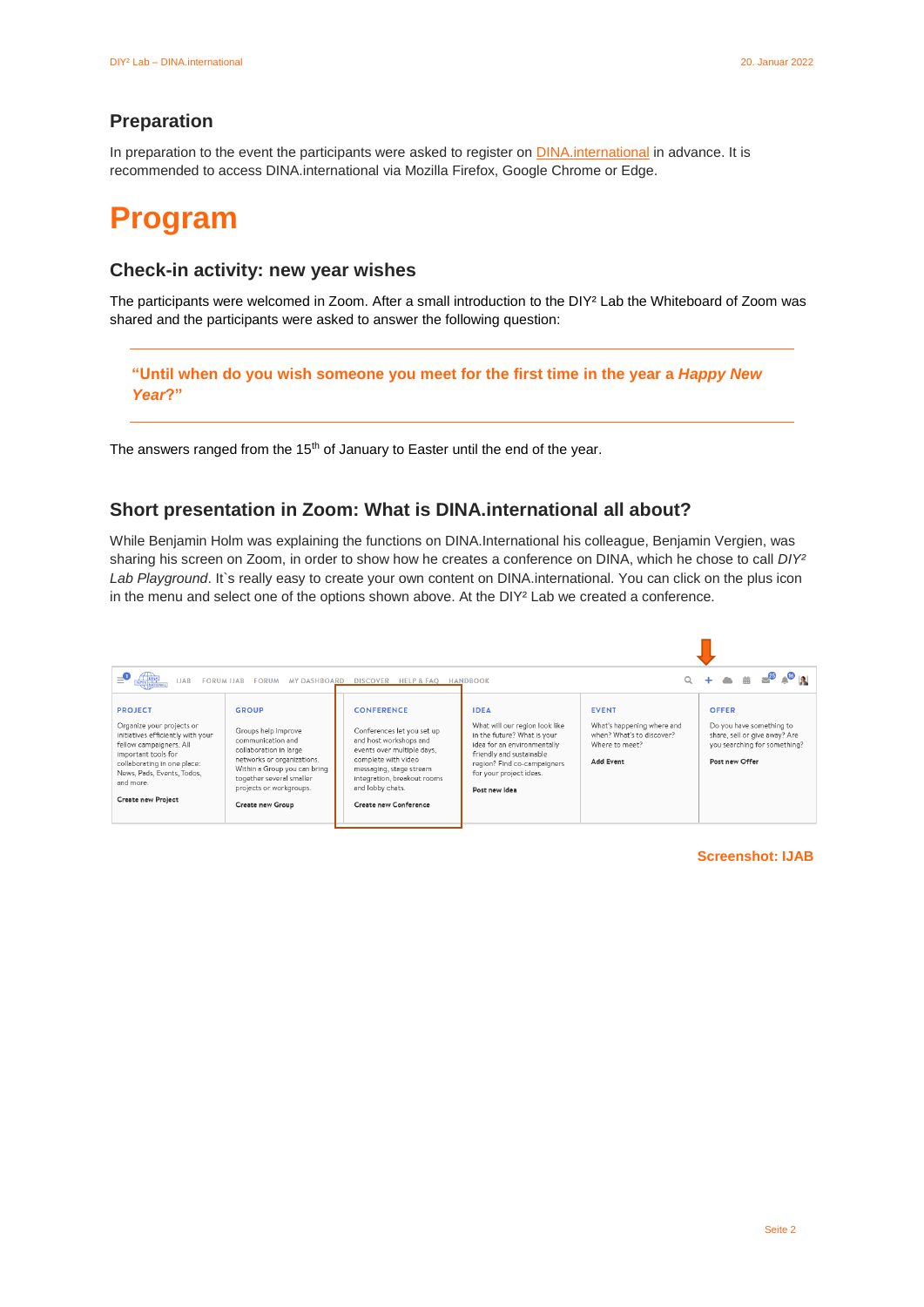## Preparation

In preparation to the event the participants were asked to register on DINA.international in advance. It is recommended to access DINA.international via Mozilla Firefox, Google Chrome or Edge.

# Program

## Check-in activity: new year wishes

The participants were welcomed in Zoom. After a small introduction to the DIY² Lab the Whiteboard of Zoom was shared and the participants were asked to answer the following question:

> **"Until when do you wish someone you meet for the first time in the year a *Happy New Year*?"**

The answers ranged from the 15th of January to Easter until the end of the year.

## Short presentation in Zoom: What is DINA.international all about?

While Benjamin Holm was explaining the functions on DINA.International his colleague, Benjamin Vergien, was sharing his screen on Zoom, in order to show how he creates a conference on DINA, which he chose to call *DIY² Lab Playground*. It`s really easy to create your own content on DINA.international. You can click on the plus icon in the menu and select one of the options shown above. At the DIY² Lab we created a conference.

IJAB FORUM IJAB FORUM MY DASHBOARD DISCOVER HELP & FAQ HANDBOOK

| PROJECT | GROUP | CONFERENCE | IDEA | EVENT | OFFER |
|---|---|---|---|---|---|
| Organize your projects or initiatives efficiently with your fellow campaigners. All important tools for collaborating in one place: News, Pads, Events, Todos, and more. | Groups help improve communication and collaboration in large networks or organizations. Within a Group you can bring together several smaller projects or workgroups. | Conferences let you set up and host workshops and events over multiple days, complete with video messaging, stage stream integration, breakout rooms and lobby chats. | What will our region look like in the future? What is your idea for an environmentally friendly and sustainable region? Find co-campaigners for your project ideas. | What's happening where and when? What's to discover? Where to meet? | Do you have something to share, sell or give away? Are you searching for something? |
| **Create new Project** | **Create new Group** | **Create new Conference** | **Post new Idea** | **Add Event** | **Post new Offer** |

**Screenshot: IJAB**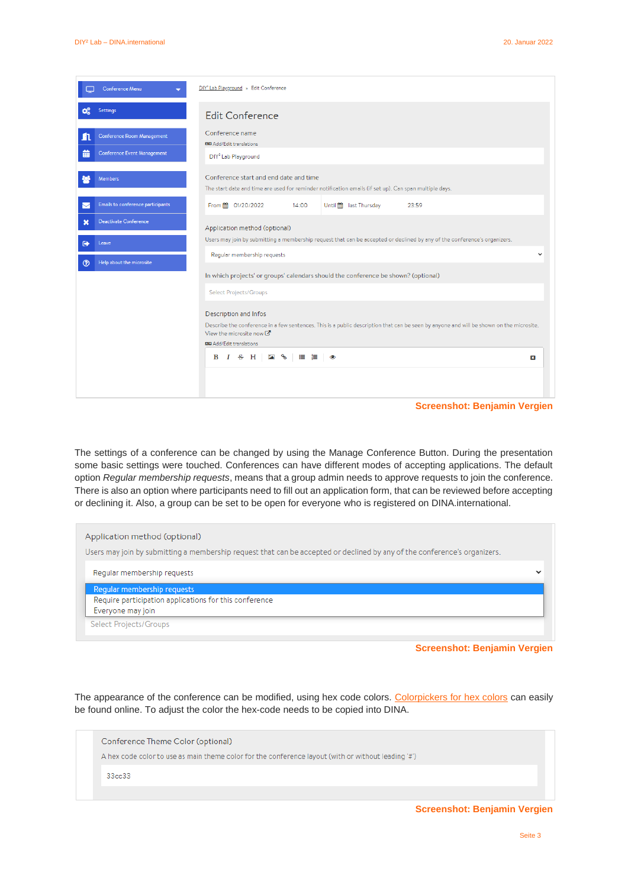**Screenshot: Benjamin Vergien**

The settings of a conference can be changed by using the Manage Conference Button. During the presentation some basic settings were touched. Conferences can have different modes of accepting applications. The default option *Regular membership requests*, means that a group admin needs to approve requests to join the conference. There is also an option where participants need to fill out an application form, that can be reviewed before accepting or declining it. Also, a group can be set to be open for everyone who is registered on DINA.international.

**Screenshot: Benjamin Vergien**

The appearance of the conference can be modified, using hex code colors. [Colorpickers for hex colors] can easily be found online. To adjust the color the hex-code needs to be copied into DINA.

**Screenshot: Benjamin Vergien**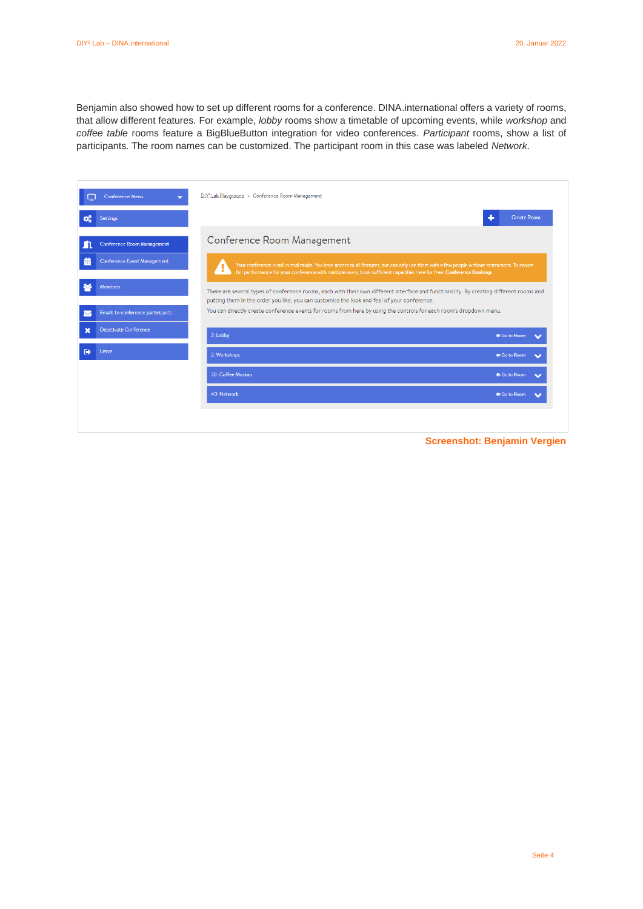Benjamin also showed how to set up different rooms for a conference. DINA.international offers a variety of rooms, that allow different features. For example, *lobby* rooms show a timetable of upcoming events, while *workshop* and *coffee table* rooms feature a BigBlueButton integration for video conferences. *Participant* rooms, show a list of participants. The room names can be customized. The participant room in this case was labeled *Network*.

**Screenshot: Benjamin Vergien**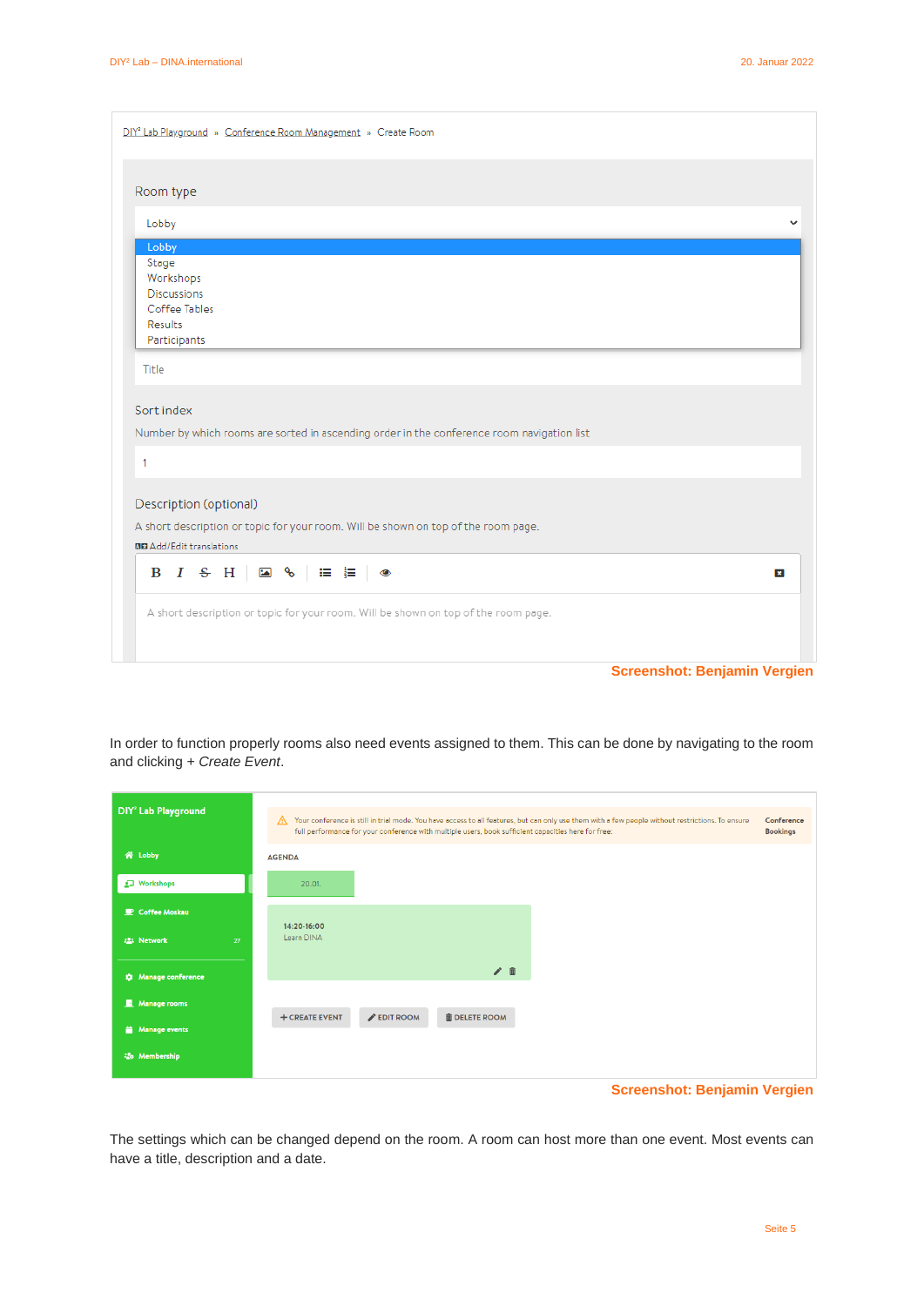Screenshot: Benjamin Vergien

In order to function properly rooms also need events assigned to them. This can be done by navigating to the room and clicking + *Create Event*.

Screenshot: Benjamin Vergien

The settings which can be changed depend on the room. A room can host more than one event. Most events can have a title, description and a date.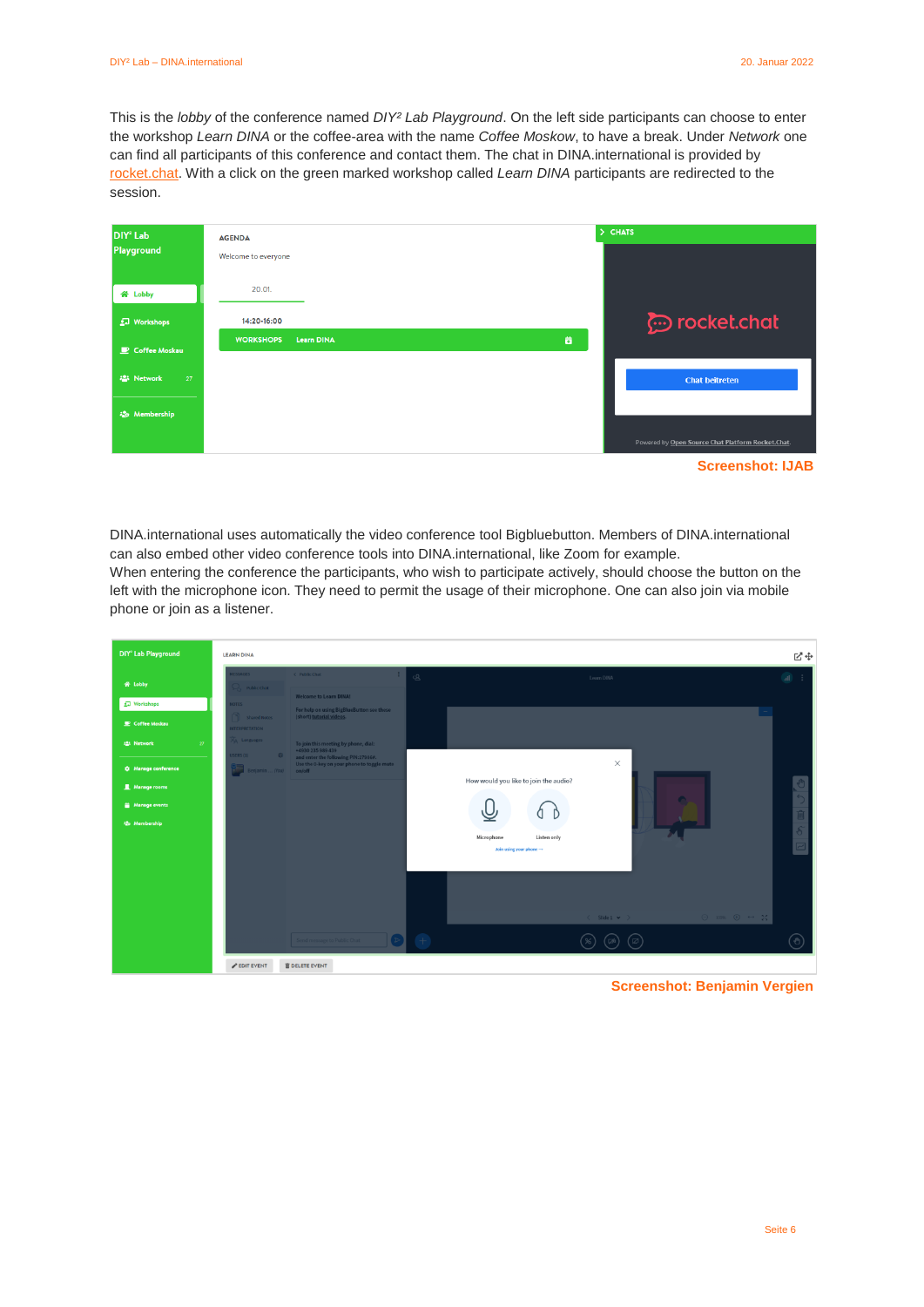This is the *lobby* of the conference named *DIY² Lab Playground*. On the left side participants can choose to enter the workshop *Learn DINA* or the coffee-area with the name *Coffee Moskow*, to have a break. Under *Network* one can find all participants of this conference and contact them. The chat in DINA.international is provided by rocket.chat. With a click on the green marked workshop called *Learn DINA* participants are redirected to the session.

**Screenshot: IJAB**

DINA.international uses automatically the video conference tool Bigbluebutton. Members of DINA.international can also embed other video conference tools into DINA.international, like Zoom for example.
When entering the conference the participants, who wish to participate actively, should choose the button on the left with the microphone icon. They need to permit the usage of their microphone. One can also join via mobile phone or join as a listener.

**Screenshot: Benjamin Vergien**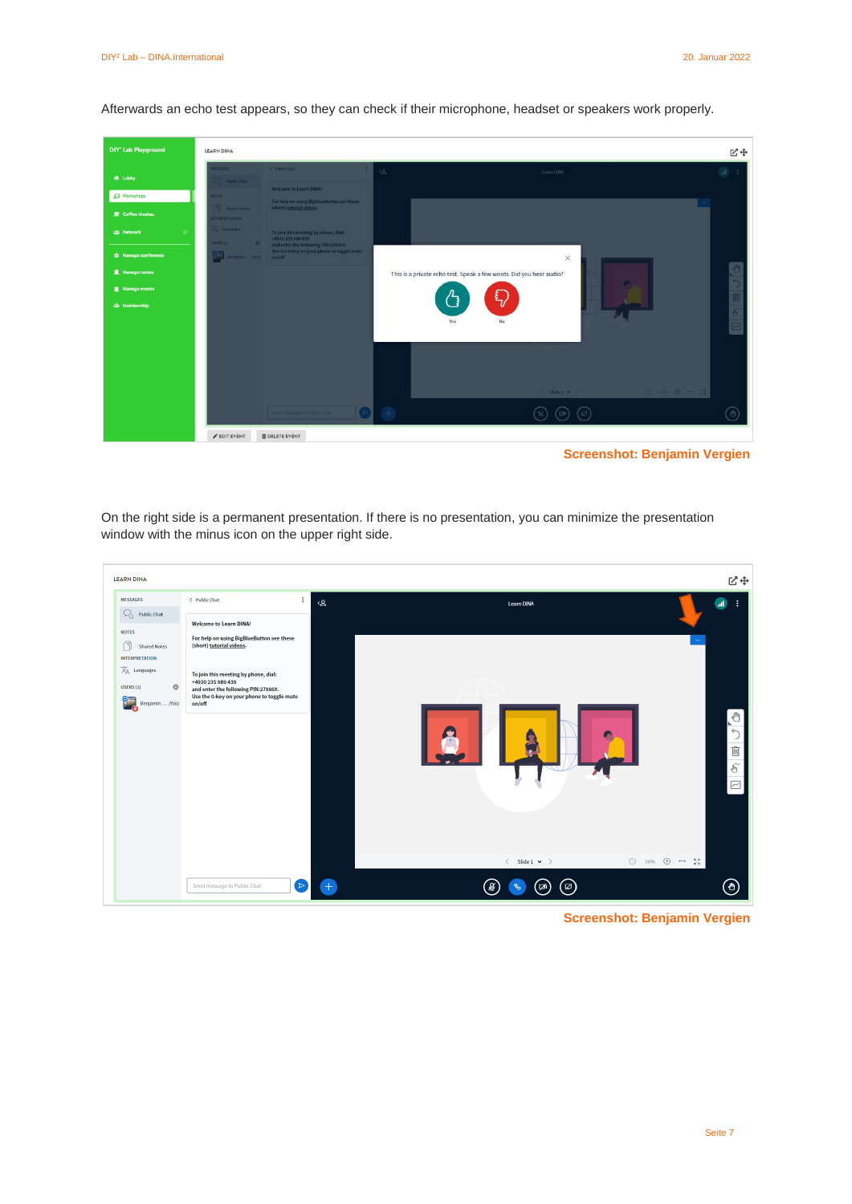Afterwards an echo test appears, so they can check if their microphone, headset or speakers work properly.

Screenshot: Benjamin Vergien

On the right side is a permanent presentation. If there is no presentation, you can minimize the presentation window with the minus icon on the upper right side.

Screenshot: Benjamin Vergien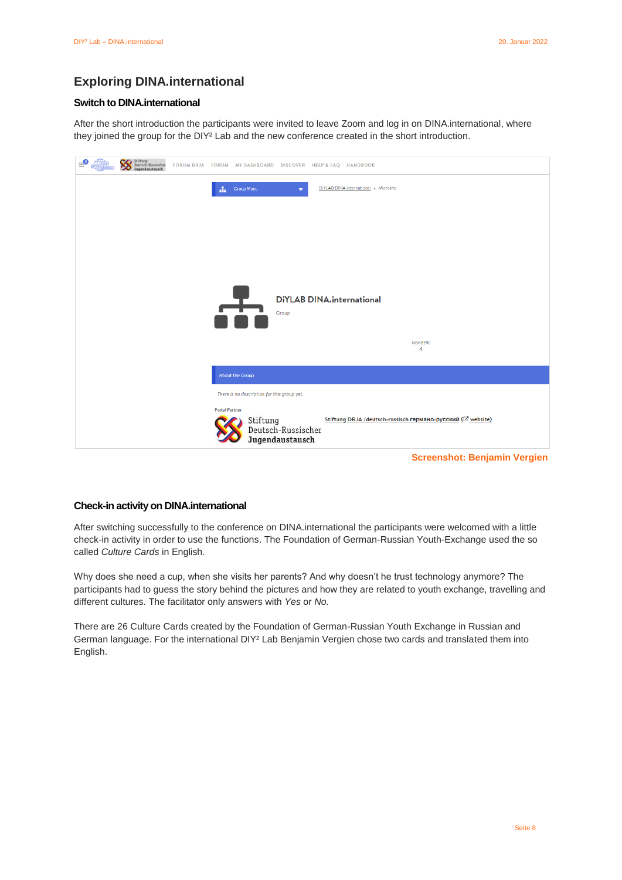## Exploring DINA.international

### Switch to DINA.international

After the short introduction the participants were invited to leave Zoom and log in on DINA.international, where they joined the group for the DIY² Lab and the new conference created in the short introduction.

**Screenshot: Benjamin Vergien**

### Check-in activity on DINA.international

After switching successfully to the conference on DINA.international the participants were welcomed with a little check-in activity in order to use the functions. The Foundation of German-Russian Youth-Exchange used the so called *Culture Cards* in English.

Why does she need a cup, when she visits her parents? And why doesn't he trust technology anymore? The participants had to guess the story behind the pictures and how they are related to youth exchange, travelling and different cultures. The facilitator only answers with *Yes* or *No.*

There are 26 Culture Cards created by the Foundation of German-Russian Youth Exchange in Russian and German language. For the international DIY² Lab Benjamin Vergien chose two cards and translated them into English.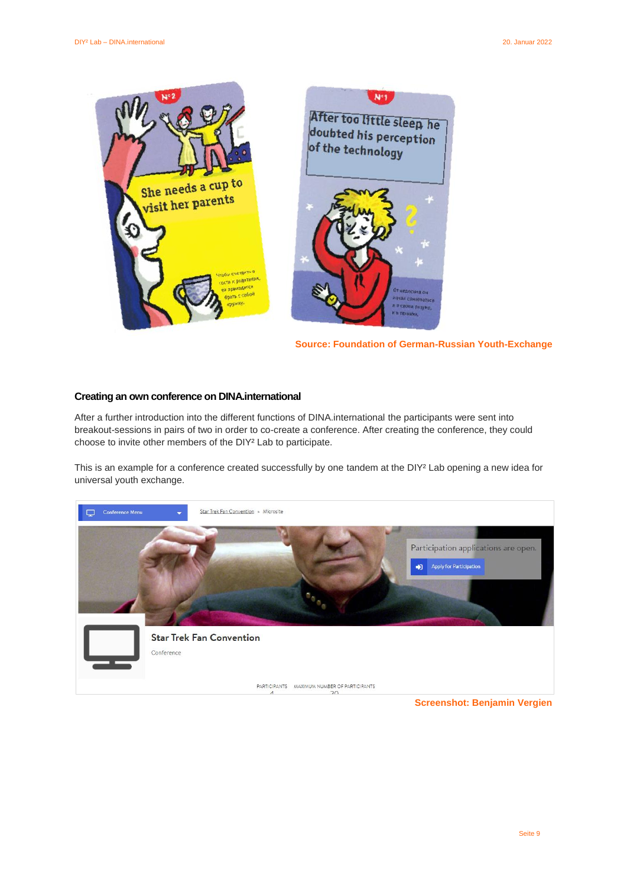Source: Foundation of German-Russian Youth-Exchange

### Creating an own conference on DINA.international

After a further introduction into the different functions of DINA.international the participants were sent into breakout-sessions in pairs of two in order to co-create a conference. After creating the conference, they could choose to invite other members of the DIY² Lab to participate.

This is an example for a conference created successfully by one tandem at the DIY² Lab opening a new idea for universal youth exchange.

Screenshot: Benjamin Vergien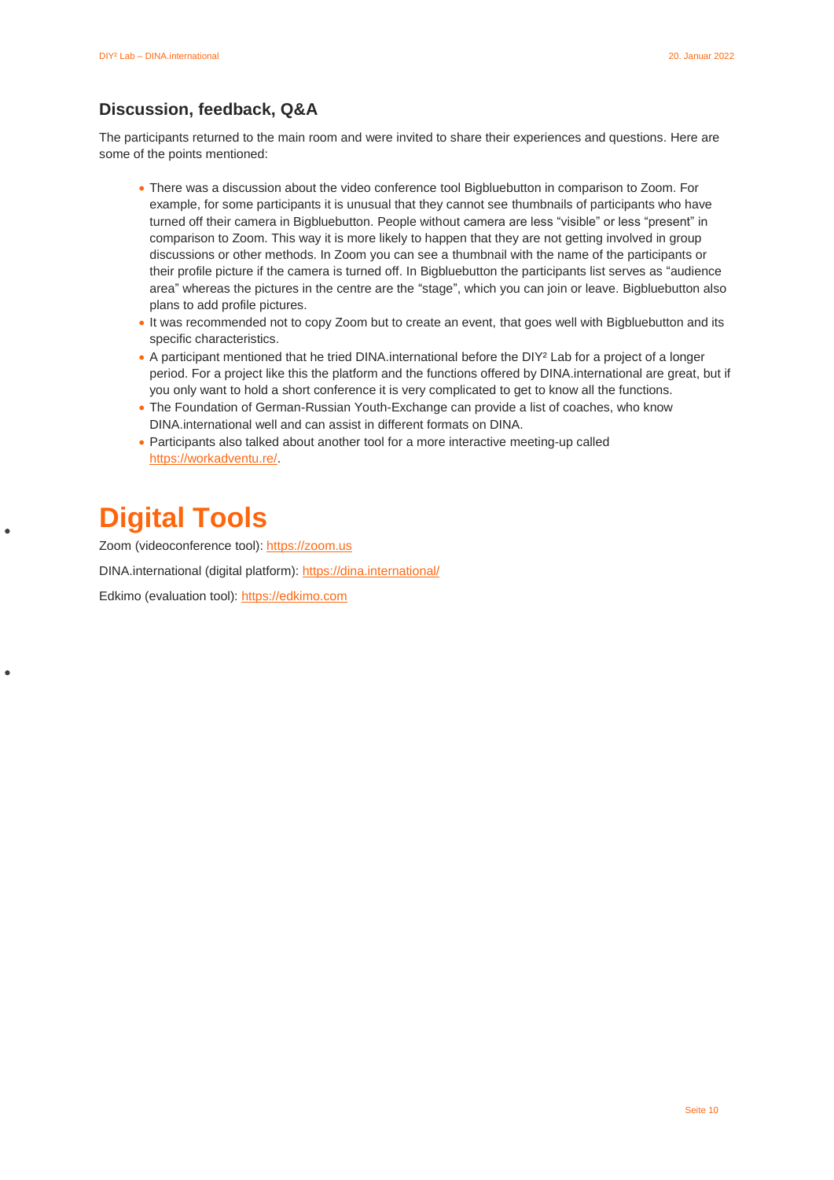## Discussion, feedback, Q&A

The participants returned to the main room and were invited to share their experiences and questions. Here are some of the points mentioned:

- There was a discussion about the video conference tool Bigbluebutton in comparison to Zoom. For example, for some participants it is unusual that they cannot see thumbnails of participants who have turned off their camera in Bigbluebutton. People without camera are less "visible" or less "present" in comparison to Zoom. This way it is more likely to happen that they are not getting involved in group discussions or other methods. In Zoom you can see a thumbnail with the name of the participants or their profile picture if the camera is turned off. In Bigbluebutton the participants list serves as "audience area" whereas the pictures in the centre are the "stage", which you can join or leave. Bigbluebutton also plans to add profile pictures.
- It was recommended not to copy Zoom but to create an event, that goes well with Bigbluebutton and its specific characteristics.
- A participant mentioned that he tried DINA.international before the DIY² Lab for a project of a longer period. For a project like this the platform and the functions offered by DINA.international are great, but if you only want to hold a short conference it is very complicated to get to know all the functions.
- The Foundation of German-Russian Youth-Exchange can provide a list of coaches, who know DINA.international well and can assist in different formats on DINA.
- Participants also talked about another tool for a more interactive meeting-up called https://workadventu.re/.

# Digital Tools

Zoom (videoconference tool): https://zoom.us

DINA.international (digital platform): https://dina.international/

Edkimo (evaluation tool): https://edkimo.com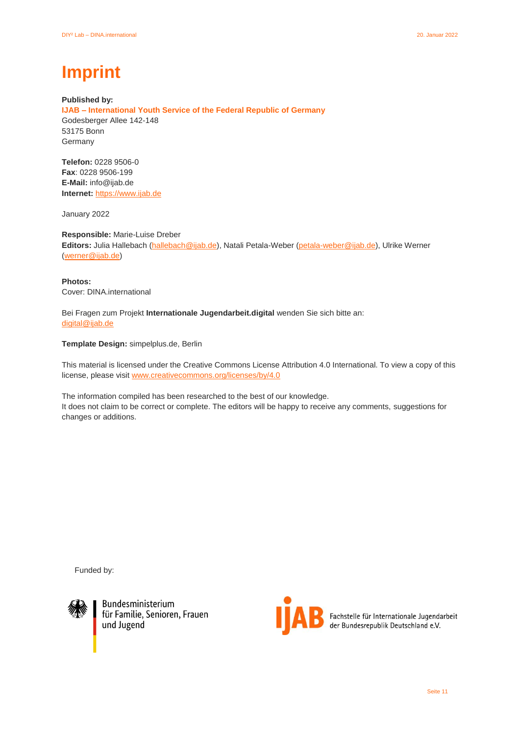# Imprint

**Published by:**
**IJAB – International Youth Service of the Federal Republic of Germany**
Godesberger Allee 142-148
53175 Bonn
Germany

**Telefon:** 0228 9506-0
**Fax**: 0228 9506-199
**E-Mail:** info@ijab.de
**Internet:** https://www.ijab.de

January 2022

**Responsible:** Marie-Luise Dreber
**Editors:** Julia Hallebach (hallebach@ijab.de), Natali Petala-Weber (petala-weber@ijab.de), Ulrike Werner (werner@ijab.de)

**Photos:**
Cover: DINA.international

Bei Fragen zum Projekt **Internationale Jugendarbeit.digital** wenden Sie sich bitte an:
digital@ijab.de

**Template Design:** simpelplus.de, Berlin

This material is licensed under the Creative Commons License Attribution 4.0 International. To view a copy of this license, please visit www.creativecommons.org/licenses/by/4.0

The information compiled has been researched to the best of our knowledge.
It does not claim to be correct or complete. The editors will be happy to receive any comments, suggestions for changes or additions.

Funded by:

Bundesministerium für Familie, Senioren, Frauen und Jugend

IJAB Fachstelle für Internationale Jugendarbeit der Bundesrepublik Deutschland e.V.